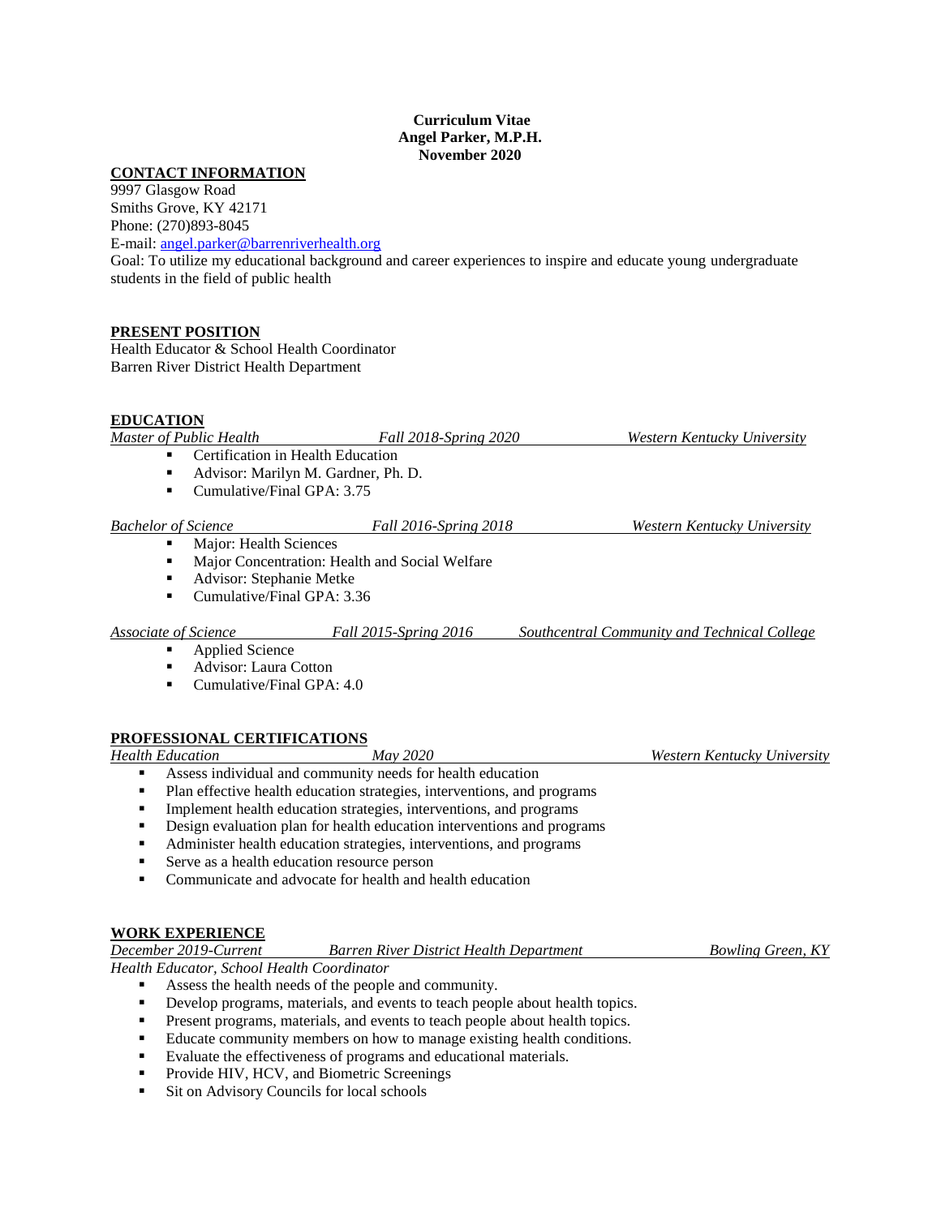**Curriculum Vitae**
**Angel Parker, M.P.H.**
**November 2020**

## CONTACT INFORMATION

9997 Glasgow Road
Smiths Grove, KY 42171
Phone: (270)893-8045
E-mail: angel.parker@barrenriverhealth.org
Goal: To utilize my educational background and career experiences to inspire and educate young undergraduate students in the field of public health

## PRESENT POSITION

Health Educator & School Health Coordinator
Barren River District Health Department

## EDUCATION

*Master of Public Health* — *Fall 2018-Spring 2020* — *Western Kentucky University*

- Certification in Health Education
- Advisor: Marilyn M. Gardner, Ph. D.
- Cumulative/Final GPA: 3.75

*Bachelor of Science* — *Fall 2016-Spring 2018* — *Western Kentucky University*

- Major: Health Sciences
- Major Concentration: Health and Social Welfare
- Advisor: Stephanie Metke
- Cumulative/Final GPA: 3.36

*Associate of Science* — *Fall 2015-Spring 2016* — *Southcentral Community and Technical College*

- Applied Science
- Advisor: Laura Cotton
- Cumulative/Final GPA: 4.0

## PROFESSIONAL CERTIFICATIONS

*Health Education* — *May 2020* — *Western Kentucky University*

- Assess individual and community needs for health education
- Plan effective health education strategies, interventions, and programs
- Implement health education strategies, interventions, and programs
- Design evaluation plan for health education interventions and programs
- Administer health education strategies, interventions, and programs
- Serve as a health education resource person
- Communicate and advocate for health and health education

## WORK EXPERIENCE

*December 2019-Current* — *Barren River District Health Department* — *Bowling Green, KY*

*Health Educator, School Health Coordinator*

- Assess the health needs of the people and community.
- Develop programs, materials, and events to teach people about health topics.
- Present programs, materials, and events to teach people about health topics.
- Educate community members on how to manage existing health conditions.
- Evaluate the effectiveness of programs and educational materials.
- Provide HIV, HCV, and Biometric Screenings
- Sit on Advisory Councils for local schools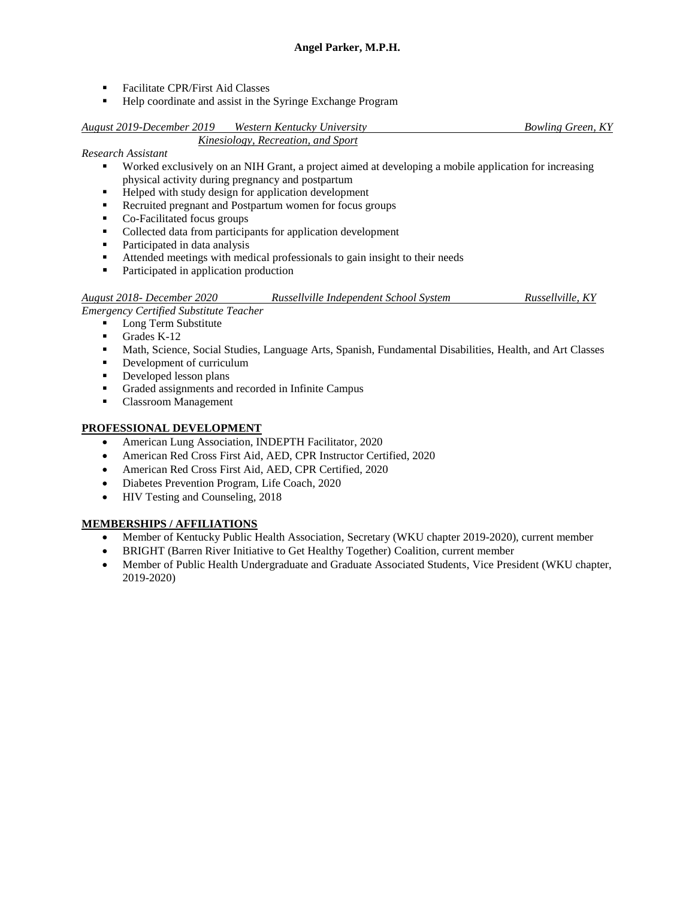- Facilitate CPR/First Aid Classes
- Help coordinate and assist in the Syringe Exchange Program

*August 2019-December 2019 Western Kentucky University Bowling Green, KY*
*Kinesiology, Recreation, and Sport*

*Research Assistant*

- Worked exclusively on an NIH Grant, a project aimed at developing a mobile application for increasing physical activity during pregnancy and postpartum
- Helped with study design for application development
- Recruited pregnant and Postpartum women for focus groups
- Co-Facilitated focus groups
- Collected data from participants for application development
- Participated in data analysis
- Attended meetings with medical professionals to gain insight to their needs
- Participated in application production

*August 2018- December 2020 Russellville Independent School System Russellville, KY*

*Emergency Certified Substitute Teacher*

- Long Term Substitute
- Grades K-12
- Math, Science, Social Studies, Language Arts, Spanish, Fundamental Disabilities, Health, and Art Classes
- Development of curriculum
- Developed lesson plans
- Graded assignments and recorded in Infinite Campus
- Classroom Management

## PROFESSIONAL DEVELOPMENT

- American Lung Association, INDEPTH Facilitator, 2020
- American Red Cross First Aid, AED, CPR Instructor Certified, 2020
- American Red Cross First Aid, AED, CPR Certified, 2020
- Diabetes Prevention Program, Life Coach, 2020
- HIV Testing and Counseling, 2018

## MEMBERSHIPS / AFFILIATIONS

- Member of Kentucky Public Health Association, Secretary (WKU chapter 2019-2020), current member
- BRIGHT (Barren River Initiative to Get Healthy Together) Coalition, current member
- Member of Public Health Undergraduate and Graduate Associated Students, Vice President (WKU chapter, 2019-2020)